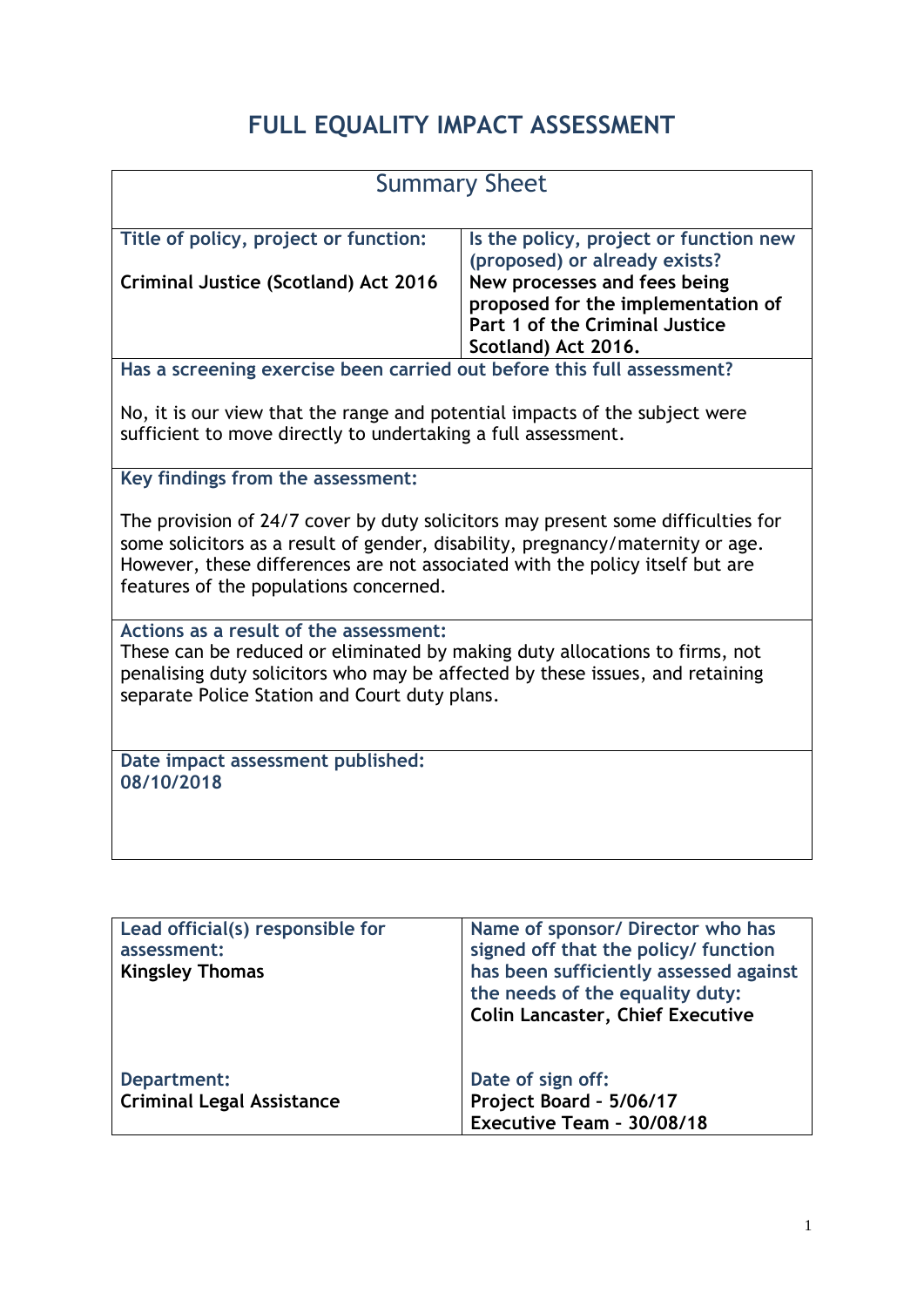# FULL EQUALITY IMPACT ASSESSMENT

## Summary Sheet

| Title of policy, project or function: | Is the policy, project or function new (proposed) or already exists? |
|---|---|
| **Criminal Justice (Scotland) Act 2016** | **New processes and fees being proposed for the implementation of Part 1 of the Criminal Justice Scotland) Act 2016.** |

**Has a screening exercise been carried out before this full assessment?**

No, it is our view that the range and potential impacts of the subject were sufficient to move directly to undertaking a full assessment.

**Key findings from the assessment:**

The provision of 24/7 cover by duty solicitors may present some difficulties for some solicitors as a result of gender, disability, pregnancy/maternity or age. However, these differences are not associated with the policy itself but are features of the populations concerned.

**Actions as a result of the assessment:**

These can be reduced or eliminated by making duty allocations to firms, not penalising duty solicitors who may be affected by these issues, and retaining separate Police Station and Court duty plans.

**Date impact assessment published:**
**08/10/2018**

| Lead official(s) responsible for assessment: | Name of sponsor/ Director who has signed off that the policy/ function has been sufficiently assessed against the needs of the equality duty: |
|---|---|
| **Kingsley Thomas** | **Colin Lancaster, Chief Executive** |
| Department: | Date of sign off: |
| **Criminal Legal Assistance** | **Project Board - 5/06/17**<br>**Executive Team – 30/08/18** |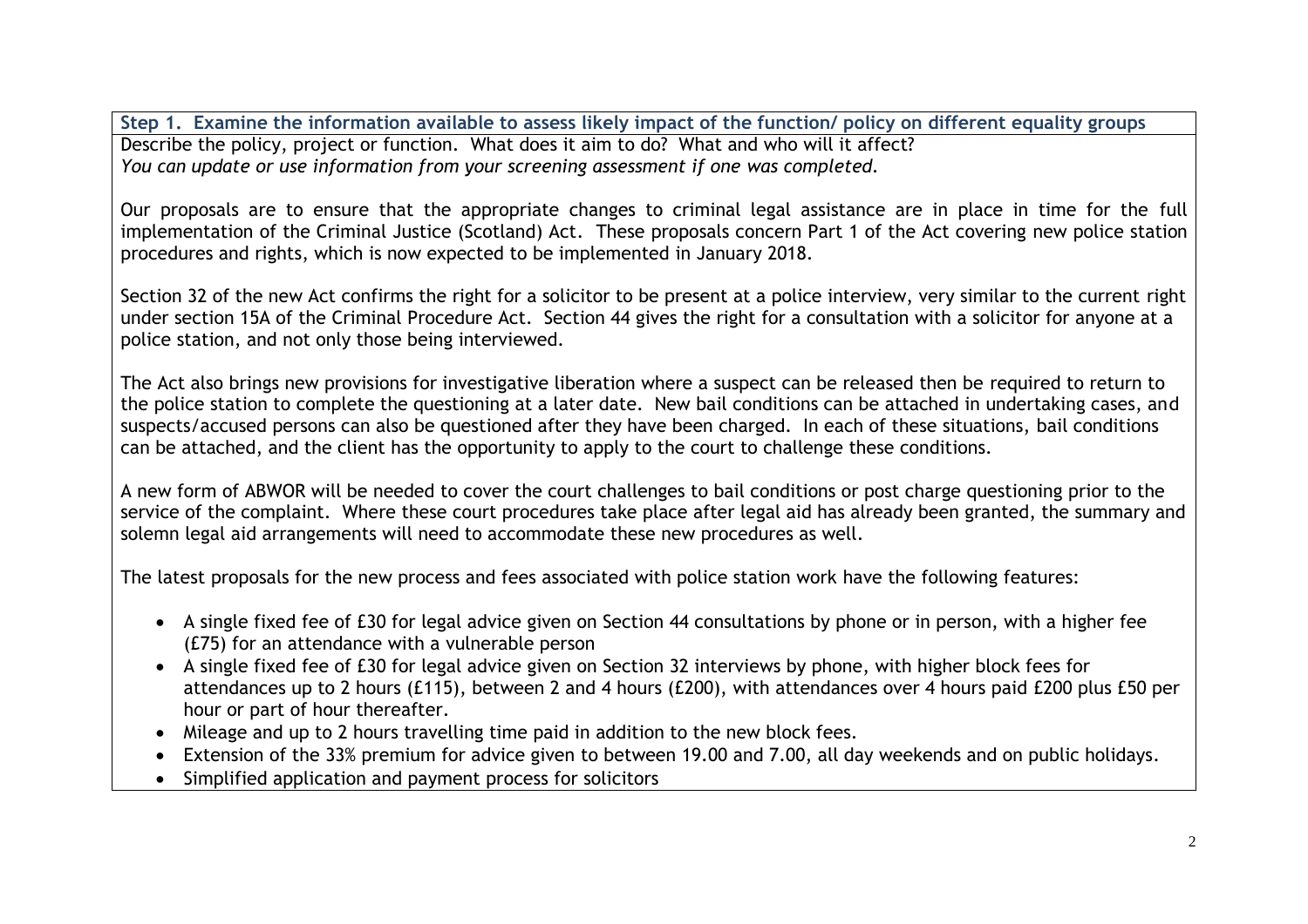**Step 1. Examine the information available to assess likely impact of the function/ policy on different equality groups**

Describe the policy, project or function. What does it aim to do? What and who will it affect?
*You can update or use information from your screening assessment if one was completed.*

Our proposals are to ensure that the appropriate changes to criminal legal assistance are in place in time for the full implementation of the Criminal Justice (Scotland) Act. These proposals concern Part 1 of the Act covering new police station procedures and rights, which is now expected to be implemented in January 2018.

Section 32 of the new Act confirms the right for a solicitor to be present at a police interview, very similar to the current right under section 15A of the Criminal Procedure Act. Section 44 gives the right for a consultation with a solicitor for anyone at a police station, and not only those being interviewed.

The Act also brings new provisions for investigative liberation where a suspect can be released then be required to return to the police station to complete the questioning at a later date. New bail conditions can be attached in undertaking cases, and suspects/accused persons can also be questioned after they have been charged. In each of these situations, bail conditions can be attached, and the client has the opportunity to apply to the court to challenge these conditions.

A new form of ABWOR will be needed to cover the court challenges to bail conditions or post charge questioning prior to the service of the complaint. Where these court procedures take place after legal aid has already been granted, the summary and solemn legal aid arrangements will need to accommodate these new procedures as well.

The latest proposals for the new process and fees associated with police station work have the following features:

- A single fixed fee of £30 for legal advice given on Section 44 consultations by phone or in person, with a higher fee (£75) for an attendance with a vulnerable person
- A single fixed fee of £30 for legal advice given on Section 32 interviews by phone, with higher block fees for attendances up to 2 hours (£115), between 2 and 4 hours (£200), with attendances over 4 hours paid £200 plus £50 per hour or part of hour thereafter.
- Mileage and up to 2 hours travelling time paid in addition to the new block fees.
- Extension of the 33% premium for advice given to between 19.00 and 7.00, all day weekends and on public holidays.
- Simplified application and payment process for solicitors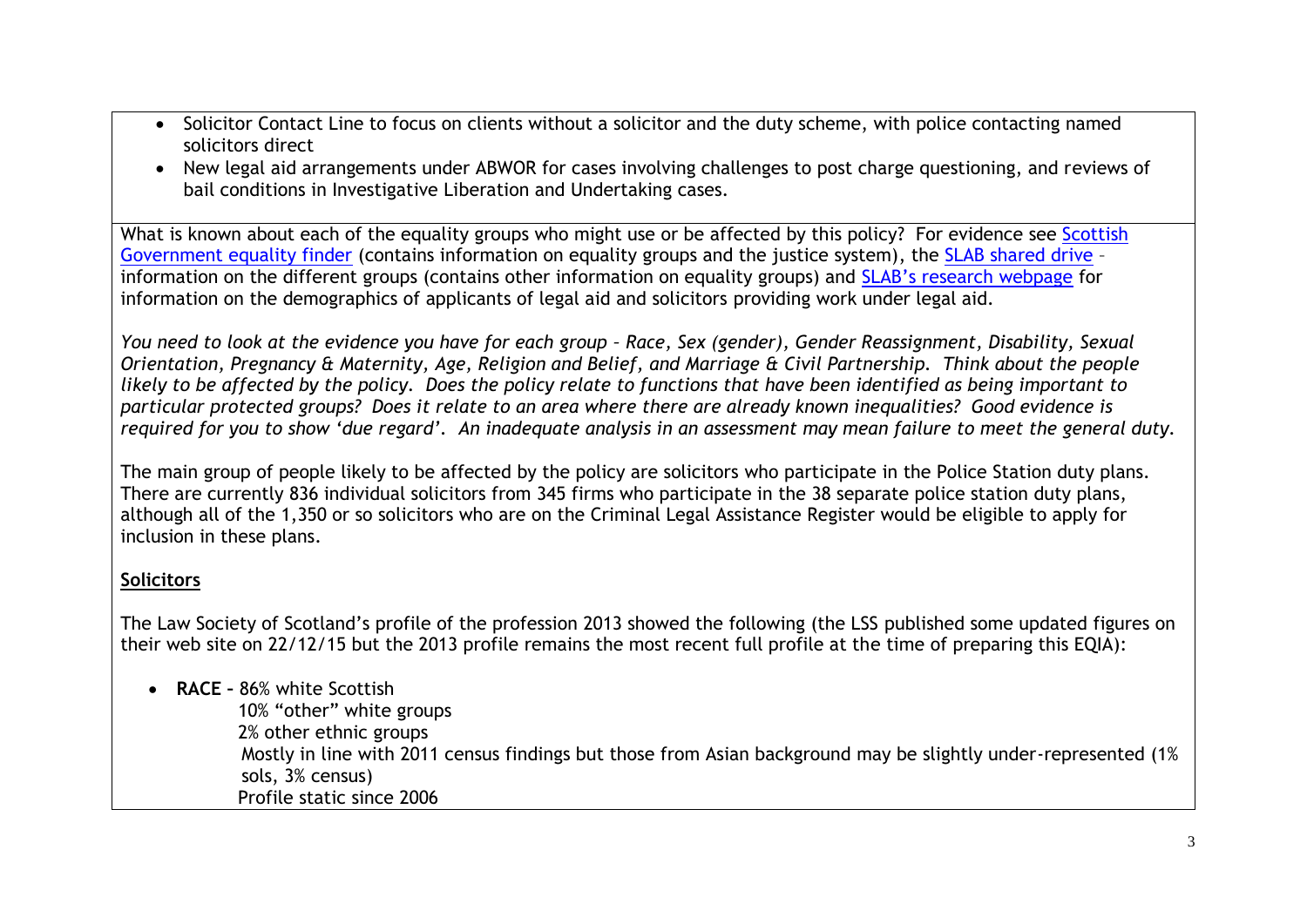- Solicitor Contact Line to focus on clients without a solicitor and the duty scheme, with police contacting named solicitors direct
- New legal aid arrangements under ABWOR for cases involving challenges to post charge questioning, and reviews of bail conditions in Investigative Liberation and Undertaking cases.

What is known about each of the equality groups who might use or be affected by this policy? For evidence see Scottish Government equality finder (contains information on equality groups and the justice system), the SLAB shared drive – information on the different groups (contains other information on equality groups) and SLAB's research webpage for information on the demographics of applicants of legal aid and solicitors providing work under legal aid.

*You need to look at the evidence you have for each group – Race, Sex (gender), Gender Reassignment, Disability, Sexual Orientation, Pregnancy & Maternity, Age, Religion and Belief, and Marriage & Civil Partnership. Think about the people likely to be affected by the policy. Does the policy relate to functions that have been identified as being important to particular protected groups? Does it relate to an area where there are already known inequalities? Good evidence is required for you to show 'due regard'. An inadequate analysis in an assessment may mean failure to meet the general duty.*

The main group of people likely to be affected by the policy are solicitors who participate in the Police Station duty plans. There are currently 836 individual solicitors from 345 firms who participate in the 38 separate police station duty plans, although all of the 1,350 or so solicitors who are on the Criminal Legal Assistance Register would be eligible to apply for inclusion in these plans.

**Solicitors**

The Law Society of Scotland's profile of the profession 2013 showed the following (the LSS published some updated figures on their web site on 22/12/15 but the 2013 profile remains the most recent full profile at the time of preparing this EQIA):

- **RACE** – 86% white Scottish
  10% "other" white groups
  2% other ethnic groups
  Mostly in line with 2011 census findings but those from Asian background may be slightly under-represented (1% sols, 3% census)
  Profile static since 2006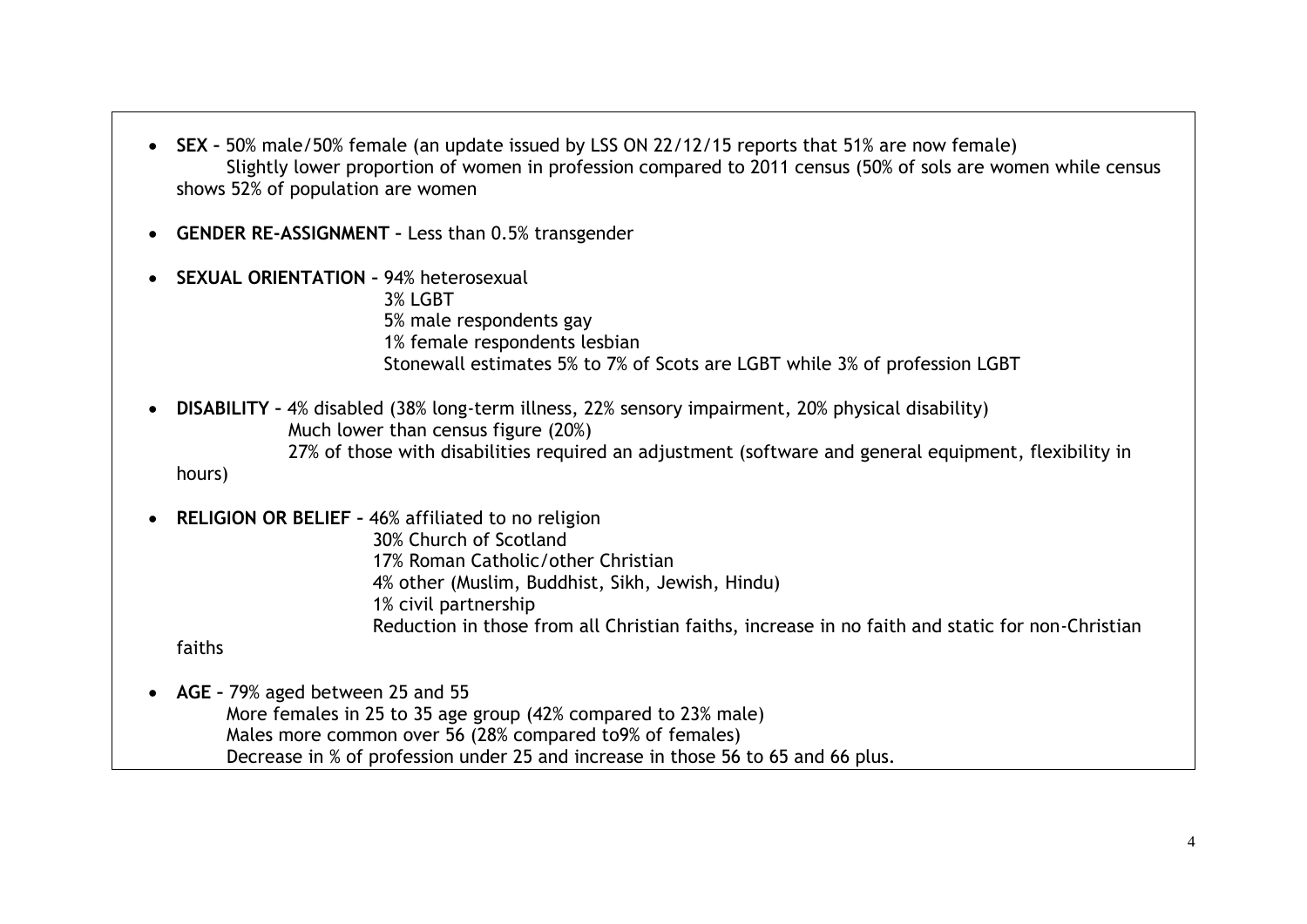- **SEX –** 50% male/50% female (an update issued by LSS ON 22/12/15 reports that 51% are now female)
  Slightly lower proportion of women in profession compared to 2011 census (50% of sols are women while census shows 52% of population are women

- **GENDER RE-ASSIGNMENT –** Less than 0.5% transgender

- **SEXUAL ORIENTATION –** 94% heterosexual
  3% LGBT
  5% male respondents gay
  1% female respondents lesbian
  Stonewall estimates 5% to 7% of Scots are LGBT while 3% of profession LGBT

- **DISABILITY –** 4% disabled (38% long-term illness, 22% sensory impairment, 20% physical disability)
  Much lower than census figure (20%)
  27% of those with disabilities required an adjustment (software and general equipment, flexibility in hours)

- **RELIGION OR BELIEF –** 46% affiliated to no religion
  30% Church of Scotland
  17% Roman Catholic/other Christian
  4% other (Muslim, Buddhist, Sikh, Jewish, Hindu)
  1% civil partnership
  Reduction in those from all Christian faiths, increase in no faith and static for non-Christian faiths

- **AGE –** 79% aged between 25 and 55
  More females in 25 to 35 age group (42% compared to 23% male)
  Males more common over 56 (28% compared to9% of females)
  Decrease in % of profession under 25 and increase in those 56 to 65 and 66 plus.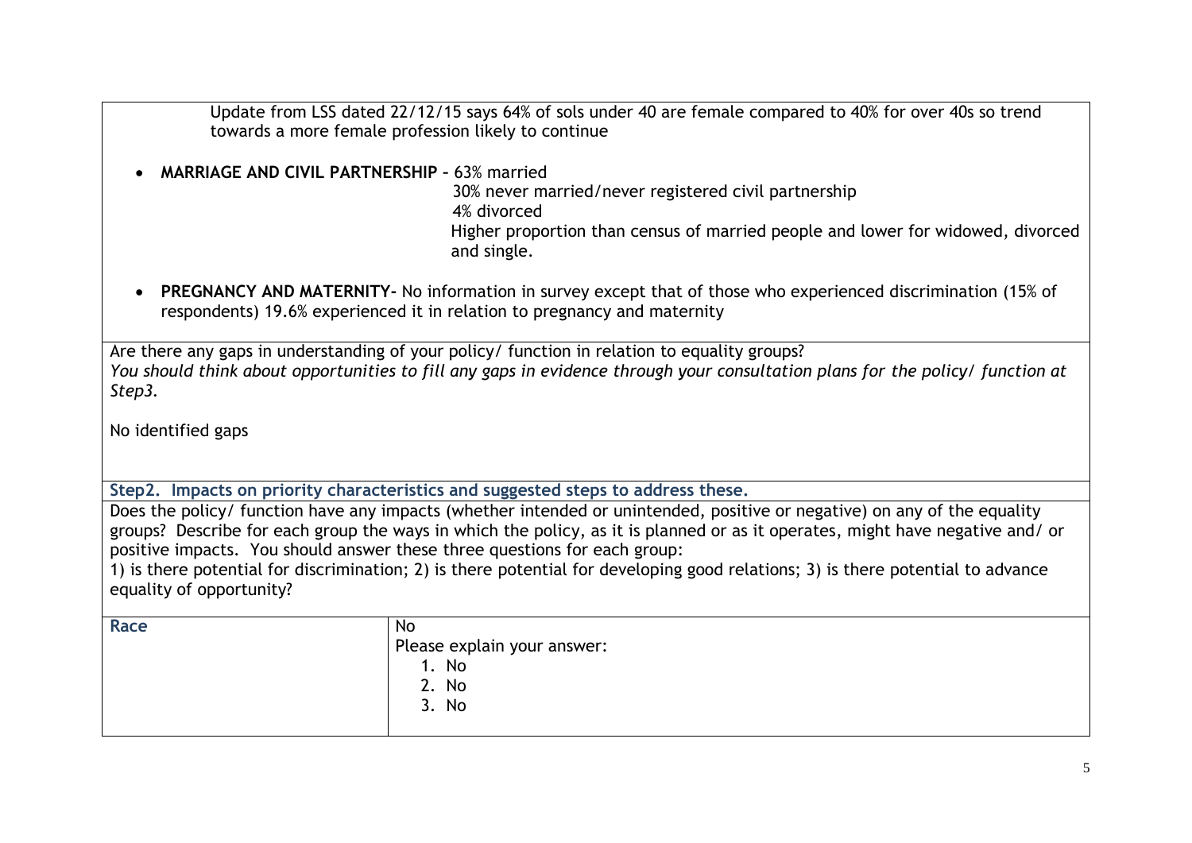Update from LSS dated 22/12/15 says 64% of sols under 40 are female compared to 40% for over 40s so trend towards a more female profession likely to continue

- **MARRIAGE AND CIVIL PARTNERSHIP –** 63% married
  30% never married/never registered civil partnership
  4% divorced
  Higher proportion than census of married people and lower for widowed, divorced and single.

- **PREGNANCY AND MATERNITY-** No information in survey except that of those who experienced discrimination (15% of respondents) 19.6% experienced it in relation to pregnancy and maternity

Are there any gaps in understanding of your policy/ function in relation to equality groups?
*You should think about opportunities to fill any gaps in evidence through your consultation plans for the policy/ function at Step3.*

No identified gaps

**Step2. Impacts on priority characteristics and suggested steps to address these.**

Does the policy/ function have any impacts (whether intended or unintended, positive or negative) on any of the equality groups? Describe for each group the ways in which the policy, as it is planned or as it operates, might have negative and/ or positive impacts. You should answer these three questions for each group:
1) is there potential for discrimination; 2) is there potential for developing good relations; 3) is there potential to advance equality of opportunity?

| | |
|---|---|
| **Race** | No<br>Please explain your answer:<br>1. No<br>2. No<br>3. No |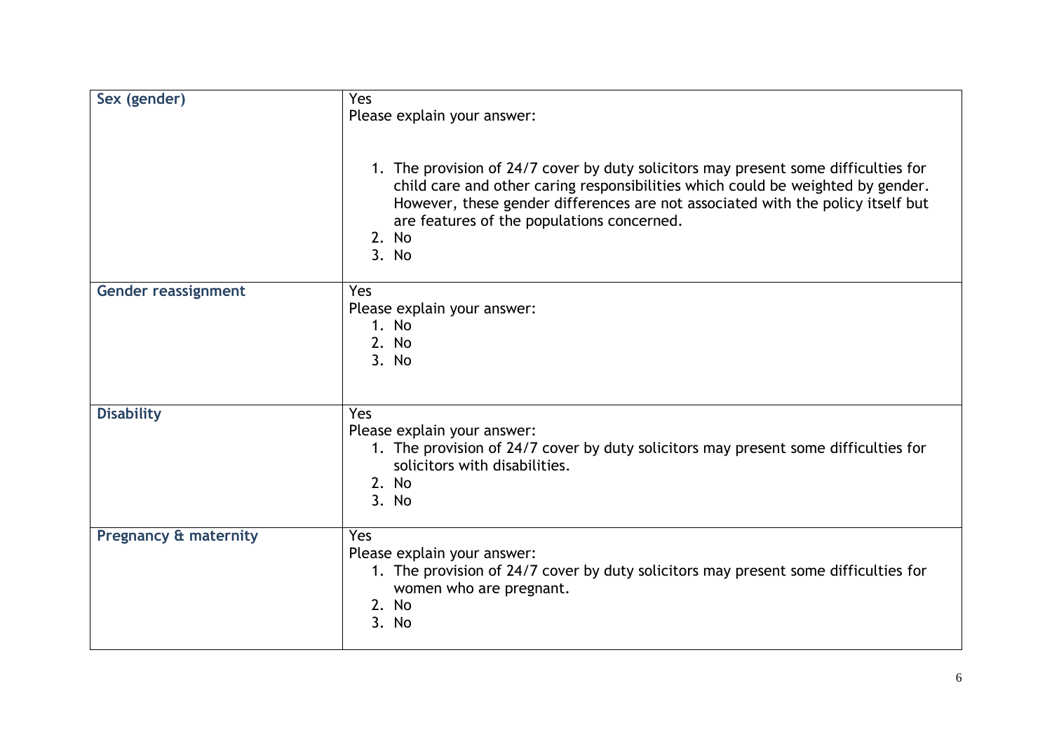| | |
|---|---|
| **Sex (gender)** | Yes<br>Please explain your answer:<br><br>1. The provision of 24/7 cover by duty solicitors may present some difficulties for child care and other caring responsibilities which could be weighted by gender. However, these gender differences are not associated with the policy itself but are features of the populations concerned.<br>2. No<br>3. No |
| **Gender reassignment** | Yes<br>Please explain your answer:<br>1. No<br>2. No<br>3. No |
| **Disability** | Yes<br>Please explain your answer:<br>1. The provision of 24/7 cover by duty solicitors may present some difficulties for solicitors with disabilities.<br>2. No<br>3. No |
| **Pregnancy & maternity** | Yes<br>Please explain your answer:<br>1. The provision of 24/7 cover by duty solicitors may present some difficulties for women who are pregnant.<br>2. No<br>3. No |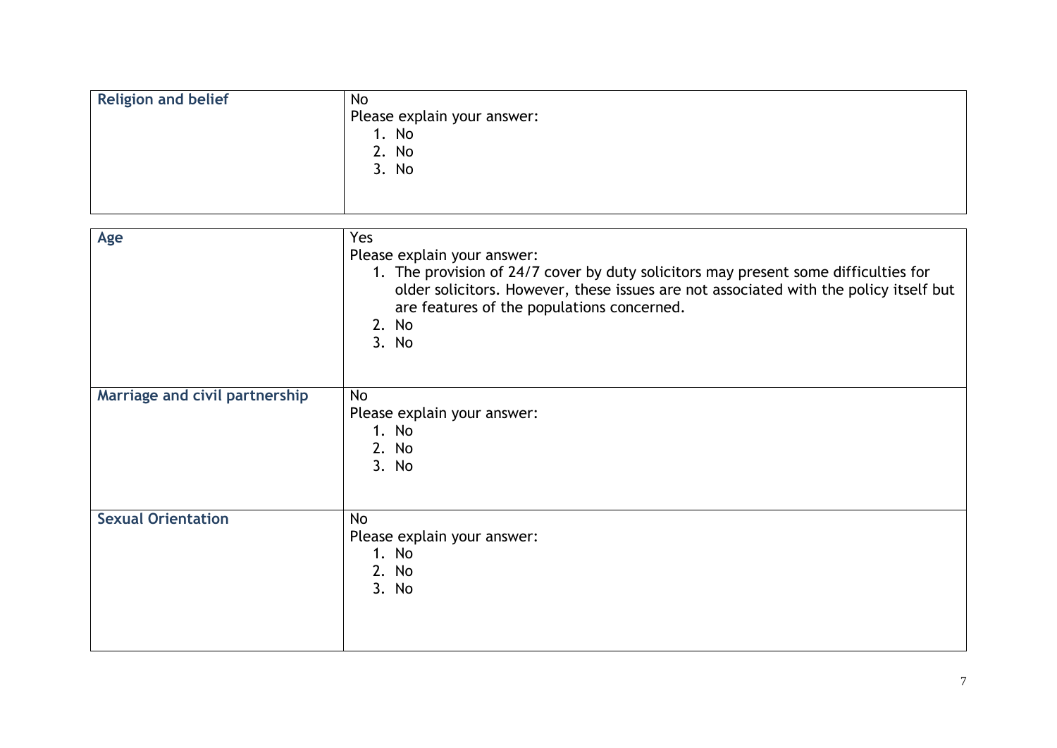| Religion and belief | No<br>Please explain your answer:<br>1. No<br>2. No<br>3. No |
|---|---|

| Age | Yes<br>Please explain your answer:<br>1. The provision of 24/7 cover by duty solicitors may present some difficulties for older solicitors. However, these issues are not associated with the policy itself but are features of the populations concerned.<br>2. No<br>3. No |
|---|---|
| **Marriage and civil partnership** | No<br>Please explain your answer:<br>1. No<br>2. No<br>3. No |
| **Sexual Orientation** | No<br>Please explain your answer:<br>1. No<br>2. No<br>3. No |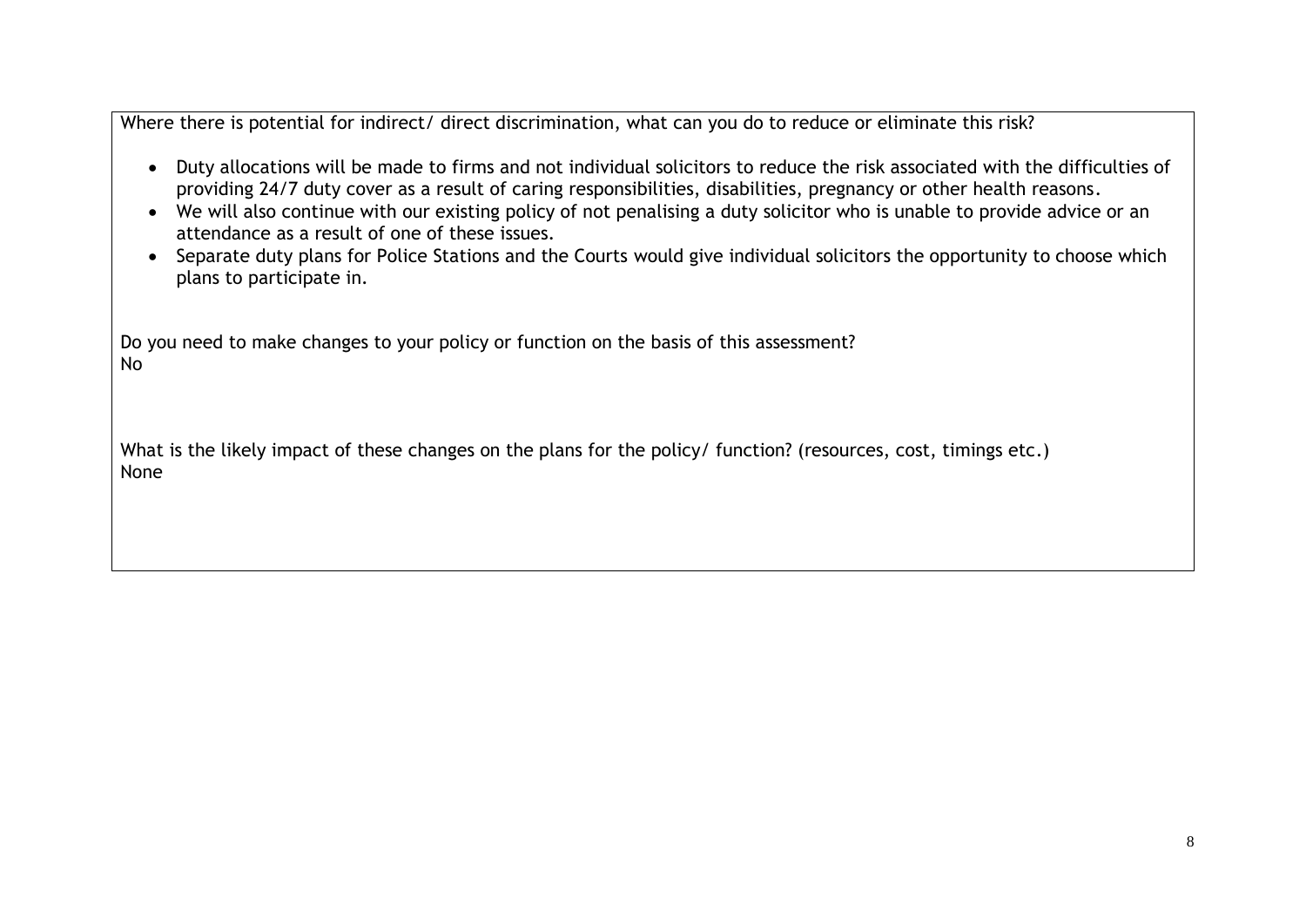Where there is potential for indirect/ direct discrimination, what can you do to reduce or eliminate this risk?

- Duty allocations will be made to firms and not individual solicitors to reduce the risk associated with the difficulties of providing 24/7 duty cover as a result of caring responsibilities, disabilities, pregnancy or other health reasons.
- We will also continue with our existing policy of not penalising a duty solicitor who is unable to provide advice or an attendance as a result of one of these issues.
- Separate duty plans for Police Stations and the Courts would give individual solicitors the opportunity to choose which plans to participate in.

Do you need to make changes to your policy or function on the basis of this assessment?
No

What is the likely impact of these changes on the plans for the policy/ function? (resources, cost, timings etc.)
None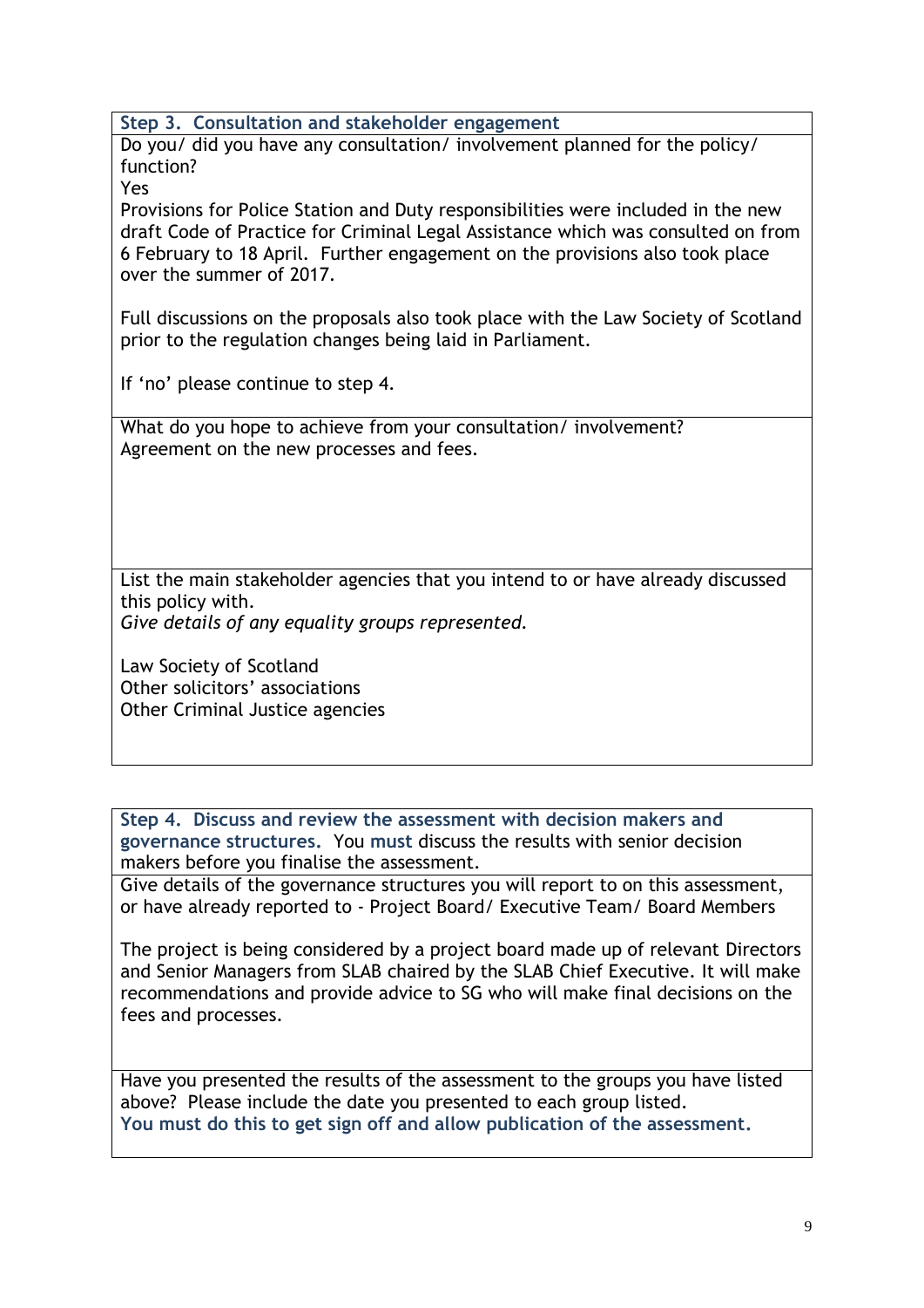**Step 3. Consultation and stakeholder engagement**

Do you/ did you have any consultation/ involvement planned for the policy/ function?

Yes

Provisions for Police Station and Duty responsibilities were included in the new draft Code of Practice for Criminal Legal Assistance which was consulted on from 6 February to 18 April. Further engagement on the provisions also took place over the summer of 2017.

Full discussions on the proposals also took place with the Law Society of Scotland prior to the regulation changes being laid in Parliament.

If 'no' please continue to step 4.

What do you hope to achieve from your consultation/ involvement?

Agreement on the new processes and fees.

List the main stakeholder agencies that you intend to or have already discussed this policy with.

*Give details of any equality groups represented.*

Law Society of Scotland
Other solicitors' associations
Other Criminal Justice agencies

**Step 4. Discuss and review the assessment with decision makers and governance structures.** You **must** discuss the results with senior decision makers before you finalise the assessment.

Give details of the governance structures you will report to on this assessment, or have already reported to - Project Board/ Executive Team/ Board Members

The project is being considered by a project board made up of relevant Directors and Senior Managers from SLAB chaired by the SLAB Chief Executive. It will make recommendations and provide advice to SG who will make final decisions on the fees and processes.

Have you presented the results of the assessment to the groups you have listed above? Please include the date you presented to each group listed.

**You must do this to get sign off and allow publication of the assessment.**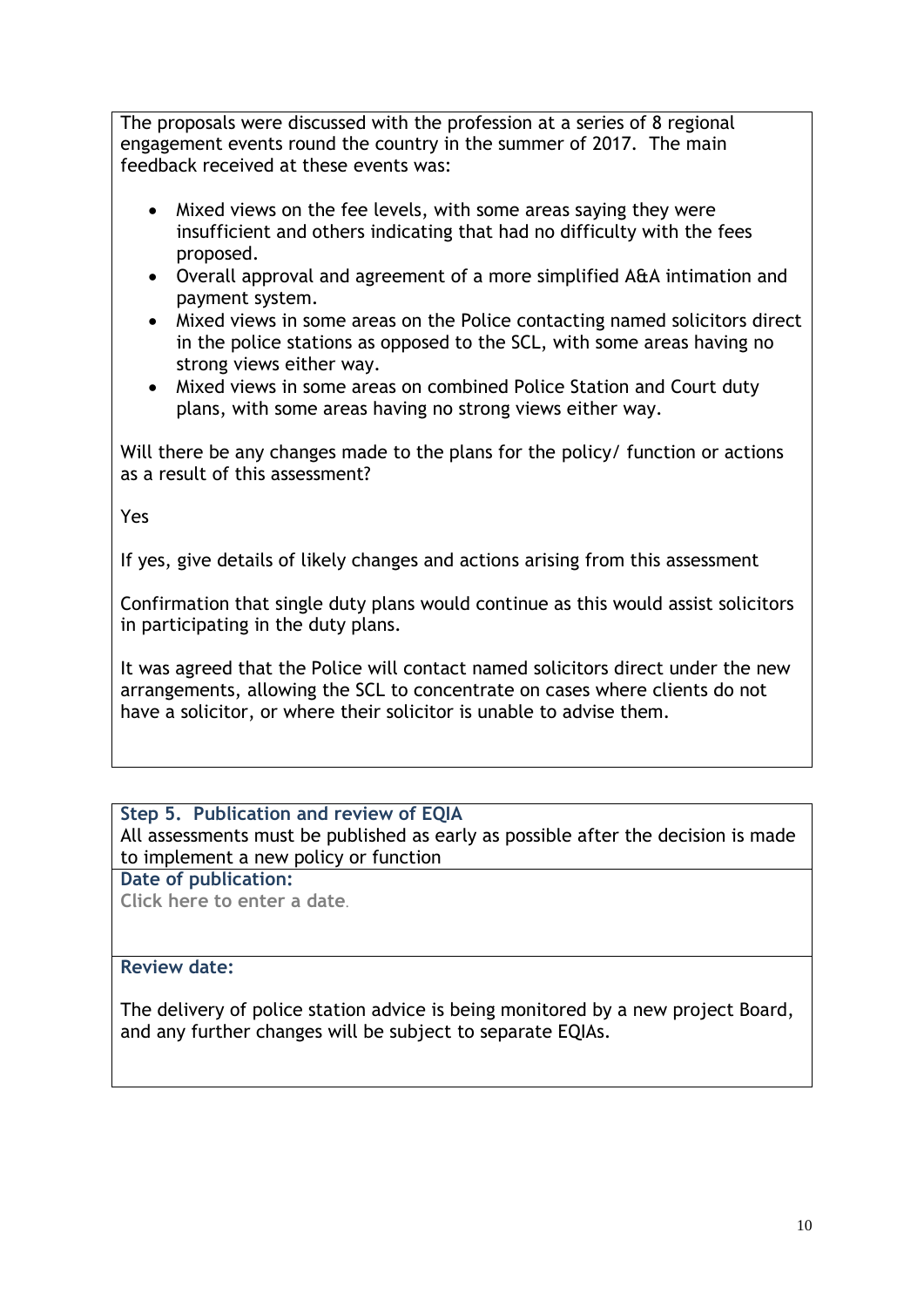The proposals were discussed with the profession at a series of 8 regional engagement events round the country in the summer of 2017. The main feedback received at these events was:

- Mixed views on the fee levels, with some areas saying they were insufficient and others indicating that had no difficulty with the fees proposed.
- Overall approval and agreement of a more simplified A&A intimation and payment system.
- Mixed views in some areas on the Police contacting named solicitors direct in the police stations as opposed to the SCL, with some areas having no strong views either way.
- Mixed views in some areas on combined Police Station and Court duty plans, with some areas having no strong views either way.

Will there be any changes made to the plans for the policy/ function or actions as a result of this assessment?

Yes

If yes, give details of likely changes and actions arising from this assessment

Confirmation that single duty plans would continue as this would assist solicitors in participating in the duty plans.

It was agreed that the Police will contact named solicitors direct under the new arrangements, allowing the SCL to concentrate on cases where clients do not have a solicitor, or where their solicitor is unable to advise them.

**Step 5. Publication and review of EQIA**

All assessments must be published as early as possible after the decision is made to implement a new policy or function

**Date of publication:**

Click here to enter a date.

**Review date:**

The delivery of police station advice is being monitored by a new project Board, and any further changes will be subject to separate EQIAs.